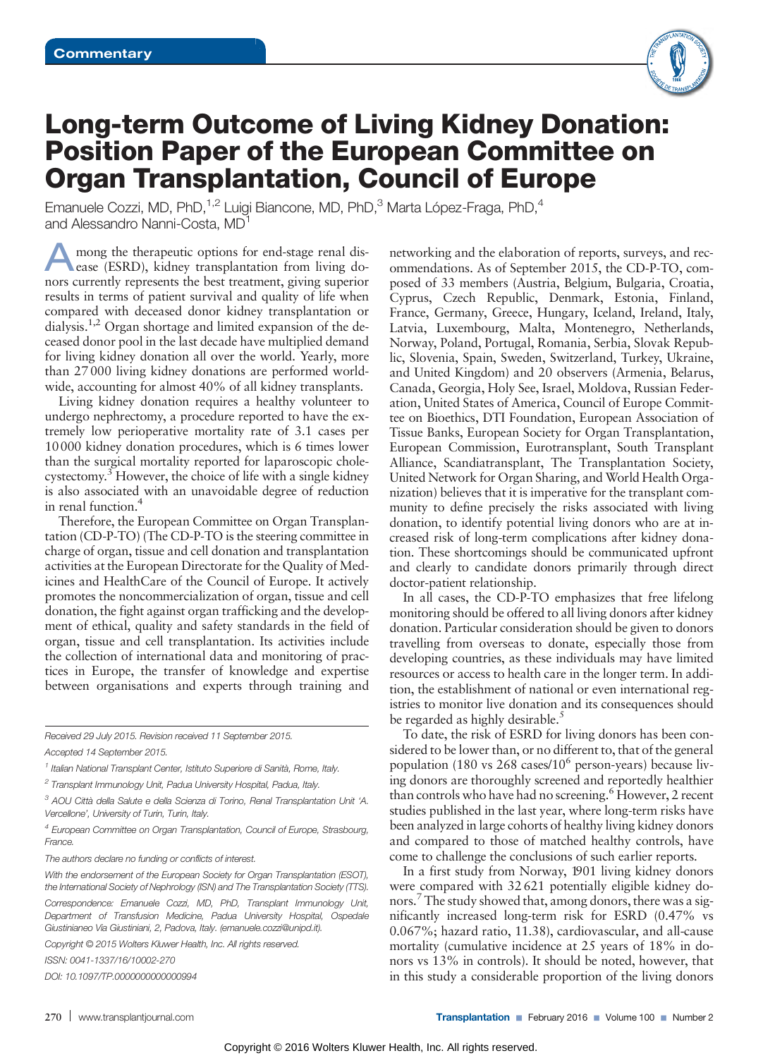Commentary

# Long-term Outcome of Living Kidney Donation: Position Paper of the European Committee on Organ Transplantation, Council of Europe

Emanuele Cozzi, MD, PhD,[1,2] Luigi Biancone, MD, PhD,[3] Marta López-Fraga, PhD,[4] and Alessandro Nanni-Costa, MD[1]

Among the therapeutic options for end-stage renal disease (ESRD), kidney transplantation from living donors currently represents the best treatment, giving superior results in terms of patient survival and quality of life when compared with deceased donor kidney transplantation or dialysis.[1,2] Organ shortage and limited expansion of the deceased donor pool in the last decade have multiplied demand for living kidney donation all over the world. Yearly, more than 27 000 living kidney donations are performed worldwide, accounting for almost 40% of all kidney transplants.

Living kidney donation requires a healthy volunteer to undergo nephrectomy, a procedure reported to have the extremely low perioperative mortality rate of 3.1 cases per 10 000 kidney donation procedures, which is 6 times lower than the surgical mortality reported for laparoscopic cholecystectomy.[3] However, the choice of life with a single kidney is also associated with an unavoidable degree of reduction in renal function.[4]

Therefore, the European Committee on Organ Transplantation (CD-P-TO) (The CD-P-TO is the steering committee in charge of organ, tissue and cell donation and transplantation activities at the European Directorate for the Quality of Medicines and HealthCare of the Council of Europe. It actively promotes the noncommercialization of organ, tissue and cell donation, the fight against organ trafficking and the development of ethical, quality and safety standards in the field of organ, tissue and cell transplantation. Its activities include the collection of international data and monitoring of practices in Europe, the transfer of knowledge and expertise between organisations and experts through training and networking and the elaboration of reports, surveys, and recommendations. As of September 2015, the CD-P-TO, composed of 33 members (Austria, Belgium, Bulgaria, Croatia, Cyprus, Czech Republic, Denmark, Estonia, Finland, France, Germany, Greece, Hungary, Iceland, Ireland, Italy, Latvia, Luxembourg, Malta, Montenegro, Netherlands, Norway, Poland, Portugal, Romania, Serbia, Slovak Republic, Slovenia, Spain, Sweden, Switzerland, Turkey, Ukraine, and United Kingdom) and 20 observers (Armenia, Belarus, Canada, Georgia, Holy See, Israel, Moldova, Russian Federation, United States of America, Council of Europe Committee on Bioethics, DTI Foundation, European Association of Tissue Banks, European Society for Organ Transplantation, European Commission, Eurotransplant, South Transplant Alliance, Scandiatransplant, The Transplantation Society, United Network for Organ Sharing, and World Health Organization) believes that it is imperative for the transplant community to define precisely the risks associated with living donation, to identify potential living donors who are at increased risk of long-term complications after kidney donation. These shortcomings should be communicated upfront and clearly to candidate donors primarily through direct doctor-patient relationship.

In all cases, the CD-P-TO emphasizes that free lifelong monitoring should be offered to all living donors after kidney donation. Particular consideration should be given to donors travelling from overseas to donate, especially those from developing countries, as these individuals may have limited resources or access to health care in the longer term. In addition, the establishment of national or even international registries to monitor live donation and its consequences should be regarded as highly desirable.[5]

To date, the risk of ESRD for living donors has been considered to be lower than, or no different to, that of the general population (180 vs 268 cases/$10^6$ person-years) because living donors are thoroughly screened and reportedly healthier than controls who have had no screening.[6] However, 2 recent studies published in the last year, where long-term risks have been analyzed in large cohorts of healthy living kidney donors and compared to those of matched healthy controls, have come to challenge the conclusions of such earlier reports.

In a first study from Norway, 1901 living kidney donors were compared with 32 621 potentially eligible kidney donors.[7] The study showed that, among donors, there was a significantly increased long-term risk for ESRD (0.47% vs 0.067%; hazard ratio, 11.38), cardiovascular, and all-cause mortality (cumulative incidence at 25 years of 18% in donors vs 13% in controls). It should be noted, however, that in this study a considerable proportion of the living donors

---

*Received 29 July 2015. Revision received 11 September 2015.*

*Accepted 14 September 2015.*

[1] Italian National Transplant Center, Istituto Superiore di Sanità, Rome, Italy.

[2] Transplant Immunology Unit, Padua University Hospital, Padua, Italy.

[3] AOU Città della Salute e della Scienza di Torino, Renal Transplantation Unit 'A. Vercellone', University of Turin, Turin, Italy.

[4] European Committee on Organ Transplantation, Council of Europe, Strasbourg, France.

The authors declare no funding or conflicts of interest.

With the endorsement of the European Society for Organ Transplantation (ESOT), the International Society of Nephrology (ISN) and The Transplantation Society (TTS).

Correspondence: Emanuele Cozzi, MD, PhD, Transplant Immunology Unit, Department of Transfusion Medicine, Padua University Hospital, Ospedale Giustinianeo Via Giustiniani, 2, Padova, Italy. (emanuele.cozzi@unipd.it).

Copyright © 2015 Wolters Kluwer Health, Inc. All rights reserved.

ISSN: 0041-1337/16/10002-270

DOI: 10.1097/TP.0000000000000994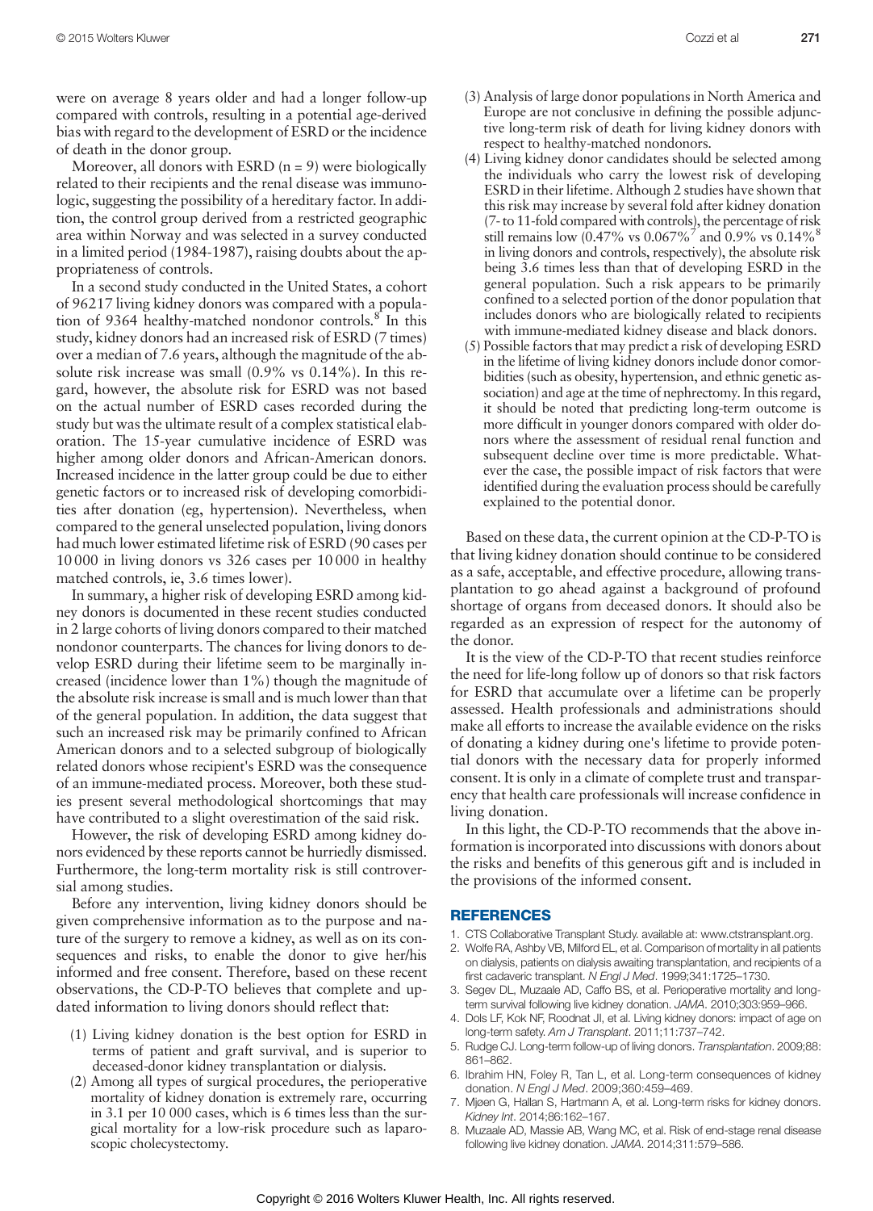were on average 8 years older and had a longer follow-up compared with controls, resulting in a potential age-derived bias with regard to the development of ESRD or the incidence of death in the donor group.

Moreover, all donors with ESRD (n = 9) were biologically related to their recipients and the renal disease was immunologic, suggesting the possibility of a hereditary factor. In addition, the control group derived from a restricted geographic area within Norway and was selected in a survey conducted in a limited period (1984-1987), raising doubts about the appropriateness of controls.

In a second study conducted in the United States, a cohort of 96217 living kidney donors was compared with a population of 9364 healthy-matched nondonor controls.[8] In this study, kidney donors had an increased risk of ESRD (7 times) over a median of 7.6 years, although the magnitude of the absolute risk increase was small (0.9% vs 0.14%). In this regard, however, the absolute risk for ESRD was not based on the actual number of ESRD cases recorded during the study but was the ultimate result of a complex statistical elaboration. The 15-year cumulative incidence of ESRD was higher among older donors and African-American donors. Increased incidence in the latter group could be due to either genetic factors or to increased risk of developing comorbidities after donation (eg, hypertension). Nevertheless, when compared to the general unselected population, living donors had much lower estimated lifetime risk of ESRD (90 cases per 10 000 in living donors vs 326 cases per 10 000 in healthy matched controls, ie, 3.6 times lower).

In summary, a higher risk of developing ESRD among kidney donors is documented in these recent studies conducted in 2 large cohorts of living donors compared to their matched nondonor counterparts. The chances for living donors to develop ESRD during their lifetime seem to be marginally increased (incidence lower than 1%) though the magnitude of the absolute risk increase is small and is much lower than that of the general population. In addition, the data suggest that such an increased risk may be primarily confined to African American donors and to a selected subgroup of biologically related donors whose recipient's ESRD was the consequence of an immune-mediated process. Moreover, both these studies present several methodological shortcomings that may have contributed to a slight overestimation of the said risk.

However, the risk of developing ESRD among kidney donors evidenced by these reports cannot be hurriedly dismissed. Furthermore, the long-term mortality risk is still controversial among studies.

Before any intervention, living kidney donors should be given comprehensive information as to the purpose and nature of the surgery to remove a kidney, as well as on its consequences and risks, to enable the donor to give her/his informed and free consent. Therefore, based on these recent observations, the CD-P-TO believes that complete and updated information to living donors should reflect that:

(1) Living kidney donation is the best option for ESRD in terms of patient and graft survival, and is superior to deceased-donor kidney transplantation or dialysis.
(2) Among all types of surgical procedures, the perioperative mortality of kidney donation is extremely rare, occurring in 3.1 per 10 000 cases, which is 6 times less than the surgical mortality for a low-risk procedure such as laparoscopic cholecystectomy.
(3) Analysis of large donor populations in North America and Europe are not conclusive in defining the possible adjunctive long-term risk of death for living kidney donors with respect to healthy-matched nondonors.
(4) Living kidney donor candidates should be selected among the individuals who carry the lowest risk of developing ESRD in their lifetime. Although 2 studies have shown that this risk may increase by several fold after kidney donation (7- to 11-fold compared with controls), the percentage of risk still remains low (0.47% vs 0.067%[7] and 0.9% vs 0.14%[8] in living donors and controls, respectively), the absolute risk being 3.6 times less than that of developing ESRD in the general population. Such a risk appears to be primarily confined to a selected portion of the donor population that includes donors who are biologically related to recipients with immune-mediated kidney disease and black donors.
(5) Possible factors that may predict a risk of developing ESRD in the lifetime of living kidney donors include donor comorbidities (such as obesity, hypertension, and ethnic genetic association) and age at the time of nephrectomy. In this regard, it should be noted that predicting long-term outcome is more difficult in younger donors compared with older donors where the assessment of residual renal function and subsequent decline over time is more predictable. Whatever the case, the possible impact of risk factors that were identified during the evaluation process should be carefully explained to the potential donor.

Based on these data, the current opinion at the CD-P-TO is that living kidney donation should continue to be considered as a safe, acceptable, and effective procedure, allowing transplantation to go ahead against a background of profound shortage of organs from deceased donors. It should also be regarded as an expression of respect for the autonomy of the donor.

It is the view of the CD-P-TO that recent studies reinforce the need for life-long follow up of donors so that risk factors for ESRD that accumulate over a lifetime can be properly assessed. Health professionals and administrations should make all efforts to increase the available evidence on the risks of donating a kidney during one's lifetime to provide potential donors with the necessary data for properly informed consent. It is only in a climate of complete trust and transparency that health care professionals will increase confidence in living donation.

In this light, the CD-P-TO recommends that the above information is incorporated into discussions with donors about the risks and benefits of this generous gift and is included in the provisions of the informed consent.

## REFERENCES

1. CTS Collaborative Transplant Study. available at: www.ctstransplant.org.
2. Wolfe RA, Ashby VB, Milford EL, et al. Comparison of mortality in all patients on dialysis, patients on dialysis awaiting transplantation, and recipients of a first cadaveric transplant. *N Engl J Med*. 1999;341:1725–1730.
3. Segev DL, Muzaale AD, Caffo BS, et al. Perioperative mortality and long-term survival following live kidney donation. *JAMA*. 2010;303:959–966.
4. Dols LF, Kok NF, Roodnat JI, et al. Living kidney donors: impact of age on long-term safety. *Am J Transplant*. 2011;11:737–742.
5. Rudge CJ. Long-term follow-up of living donors. *Transplantation*. 2009;88:861–862.
6. Ibrahim HN, Foley R, Tan L, et al. Long-term consequences of kidney donation. *N Engl J Med*. 2009;360:459–469.
7. Mjøen G, Hallan S, Hartmann A, et al. Long-term risks for kidney donors. *Kidney Int*. 2014;86:162–167.
8. Muzaale AD, Massie AB, Wang MC, et al. Risk of end-stage renal disease following live kidney donation. *JAMA*. 2014;311:579–586.